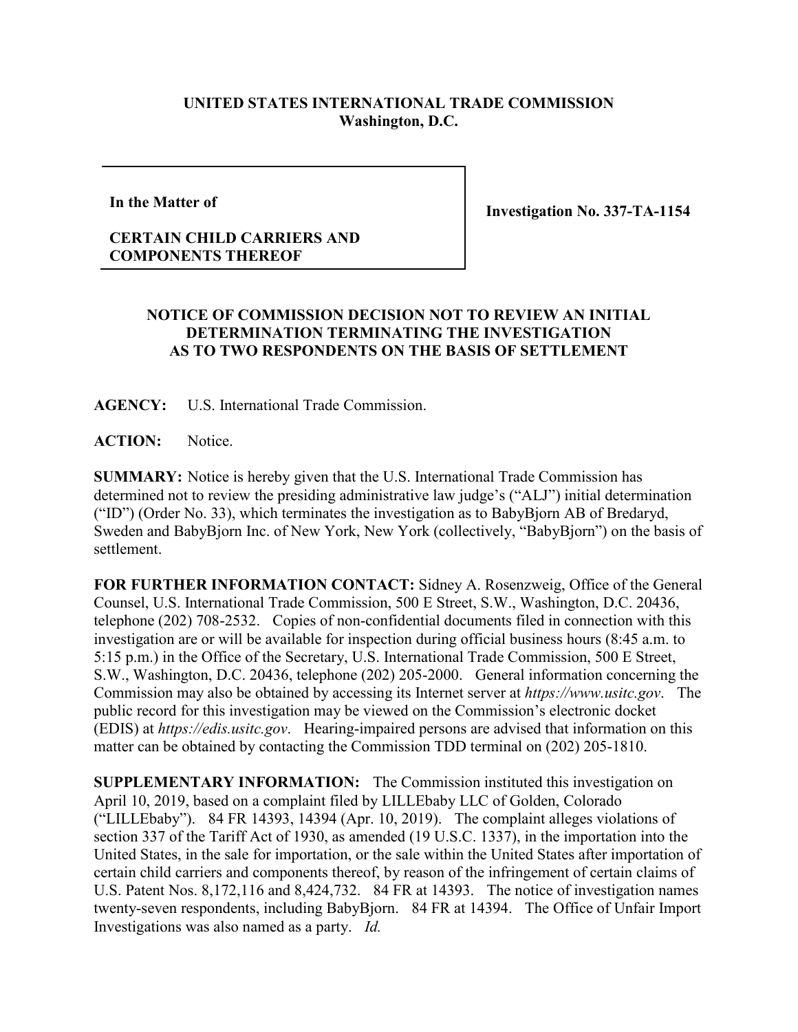**UNITED STATES INTERNATIONAL TRADE COMMISSION**
**Washington, D.C.**

| **In the Matter of** **CERTAIN CHILD CARRIERS AND COMPONENTS THEREOF** | **Investigation No. 337-TA-1154** |
|---|---|

## NOTICE OF COMMISSION DECISION NOT TO REVIEW AN INITIAL DETERMINATION TERMINATING THE INVESTIGATION AS TO TWO RESPONDENTS ON THE BASIS OF SETTLEMENT

**AGENCY:** U.S. International Trade Commission.

**ACTION:** Notice.

**SUMMARY:** Notice is hereby given that the U.S. International Trade Commission has determined not to review the presiding administrative law judge's ("ALJ") initial determination ("ID") (Order No. 33), which terminates the investigation as to BabyBjorn AB of Bredaryd, Sweden and BabyBjorn Inc. of New York, New York (collectively, "BabyBjorn") on the basis of settlement.

**FOR FURTHER INFORMATION CONTACT:** Sidney A. Rosenzweig, Office of the General Counsel, U.S. International Trade Commission, 500 E Street, S.W., Washington, D.C. 20436, telephone (202) 708-2532. Copies of non-confidential documents filed in connection with this investigation are or will be available for inspection during official business hours (8:45 a.m. to 5:15 p.m.) in the Office of the Secretary, U.S. International Trade Commission, 500 E Street, S.W., Washington, D.C. 20436, telephone (202) 205-2000. General information concerning the Commission may also be obtained by accessing its Internet server at *https://www.usitc.gov*. The public record for this investigation may be viewed on the Commission's electronic docket (EDIS) at *https://edis.usitc.gov*. Hearing-impaired persons are advised that information on this matter can be obtained by contacting the Commission TDD terminal on (202) 205-1810.

**SUPPLEMENTARY INFORMATION:** The Commission instituted this investigation on April 10, 2019, based on a complaint filed by LILLEbaby LLC of Golden, Colorado ("LILLEbaby"). 84 FR 14393, 14394 (Apr. 10, 2019). The complaint alleges violations of section 337 of the Tariff Act of 1930, as amended (19 U.S.C. 1337), in the importation into the United States, in the sale for importation, or the sale within the United States after importation of certain child carriers and components thereof, by reason of the infringement of certain claims of U.S. Patent Nos. 8,172,116 and 8,424,732. 84 FR at 14393. The notice of investigation names twenty-seven respondents, including BabyBjorn. 84 FR at 14394. The Office of Unfair Import Investigations was also named as a party. *Id.*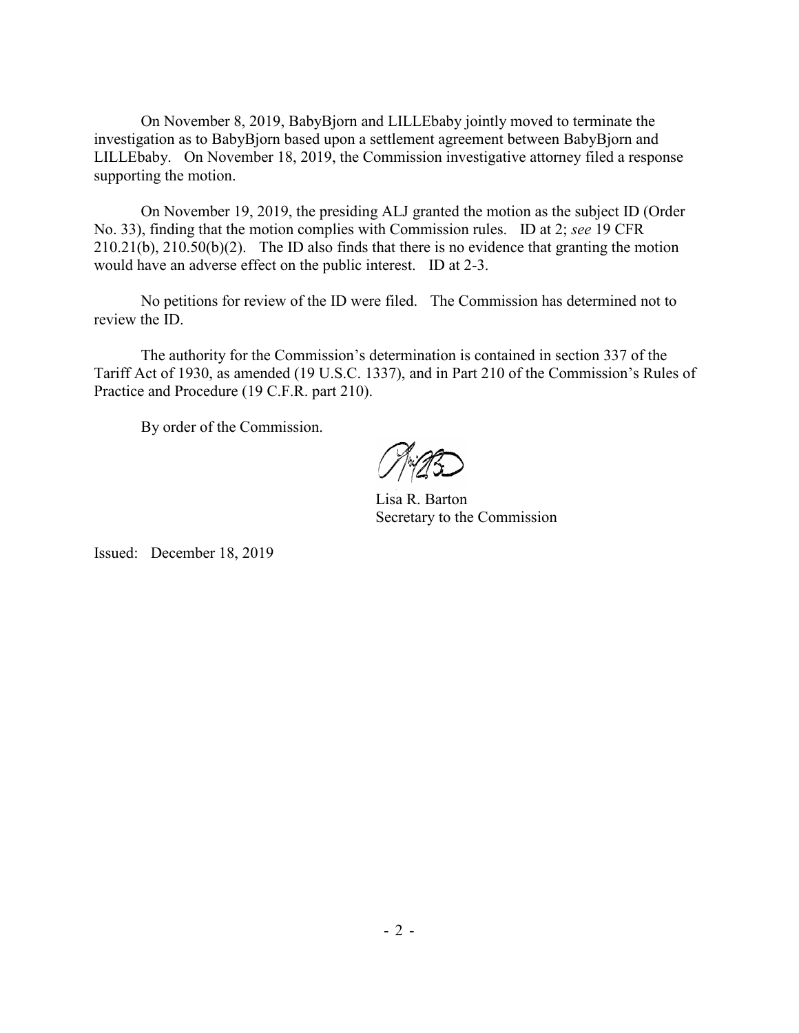On November 8, 2019, BabyBjorn and LILLEbaby jointly moved to terminate the investigation as to BabyBjorn based upon a settlement agreement between BabyBjorn and LILLEbaby. On November 18, 2019, the Commission investigative attorney filed a response supporting the motion.

On November 19, 2019, the presiding ALJ granted the motion as the subject ID (Order No. 33), finding that the motion complies with Commission rules. ID at 2; *see* 19 CFR 210.21(b), 210.50(b)(2). The ID also finds that there is no evidence that granting the motion would have an adverse effect on the public interest. ID at 2-3.

No petitions for review of the ID were filed. The Commission has determined not to review the ID.

The authority for the Commission's determination is contained in section 337 of the Tariff Act of 1930, as amended (19 U.S.C. 1337), and in Part 210 of the Commission's Rules of Practice and Procedure (19 C.F.R. part 210).

By order of the Commission.

Lisa R. Barton
Secretary to the Commission

Issued: December 18, 2019